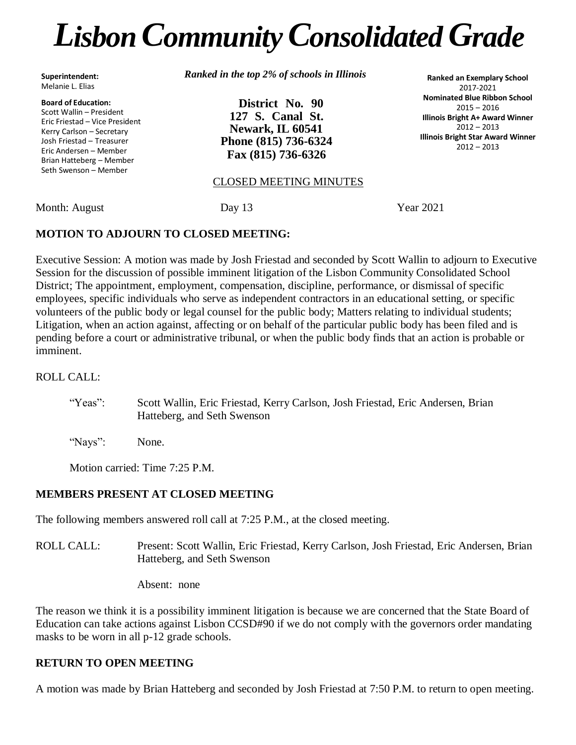# *Lisbon Community Consolidated Grade*

**Superintendent:**
Melanie L. Elias

**Board of Education:**
Scott Wallin – President
Eric Friestad – Vice President
Kerry Carlson – Secretary
Josh Friestad – Treasurer
Eric Andersen – Member
Brian Hatteberg – Member
Seth Swenson – Member

***Ranked in the top 2% of schools in Illinois***

**District No. 90**
**127 S. Canal St.**
**Newark, IL 60541**
**Phone (815) 736-6324**
**Fax (815) 736-6326**

**Ranked an Exemplary School**
2017-2021
**Nominated Blue Ribbon School**
2015 – 2016
**Illinois Bright A+ Award Winner**
2012 – 2013
**Illinois Bright Star Award Winner**
2012 – 2013

CLOSED MEETING MINUTES

Month: August Day 13 Year 2021

**MOTION TO ADJOURN TO CLOSED MEETING:**

Executive Session: A motion was made by Josh Friestad and seconded by Scott Wallin to adjourn to Executive Session for the discussion of possible imminent litigation of the Lisbon Community Consolidated School District; The appointment, employment, compensation, discipline, performance, or dismissal of specific employees, specific individuals who serve as independent contractors in an educational setting, or specific volunteers of the public body or legal counsel for the public body; Matters relating to individual students; Litigation, when an action against, affecting or on behalf of the particular public body has been filed and is pending before a court or administrative tribunal, or when the public body finds that an action is probable or imminent.

ROLL CALL:

"Yeas": Scott Wallin, Eric Friestad, Kerry Carlson, Josh Friestad, Eric Andersen, Brian Hatteberg, and Seth Swenson

"Nays": None.

Motion carried: Time 7:25 P.M.

**MEMBERS PRESENT AT CLOSED MEETING**

The following members answered roll call at 7:25 P.M., at the closed meeting.

ROLL CALL: Present: Scott Wallin, Eric Friestad, Kerry Carlson, Josh Friestad, Eric Andersen, Brian Hatteberg, and Seth Swenson

Absent: none

The reason we think it is a possibility imminent litigation is because we are concerned that the State Board of Education can take actions against Lisbon CCSD#90 if we do not comply with the governors order mandating masks to be worn in all p-12 grade schools.

**RETURN TO OPEN MEETING**

A motion was made by Brian Hatteberg and seconded by Josh Friestad at 7:50 P.M. to return to open meeting.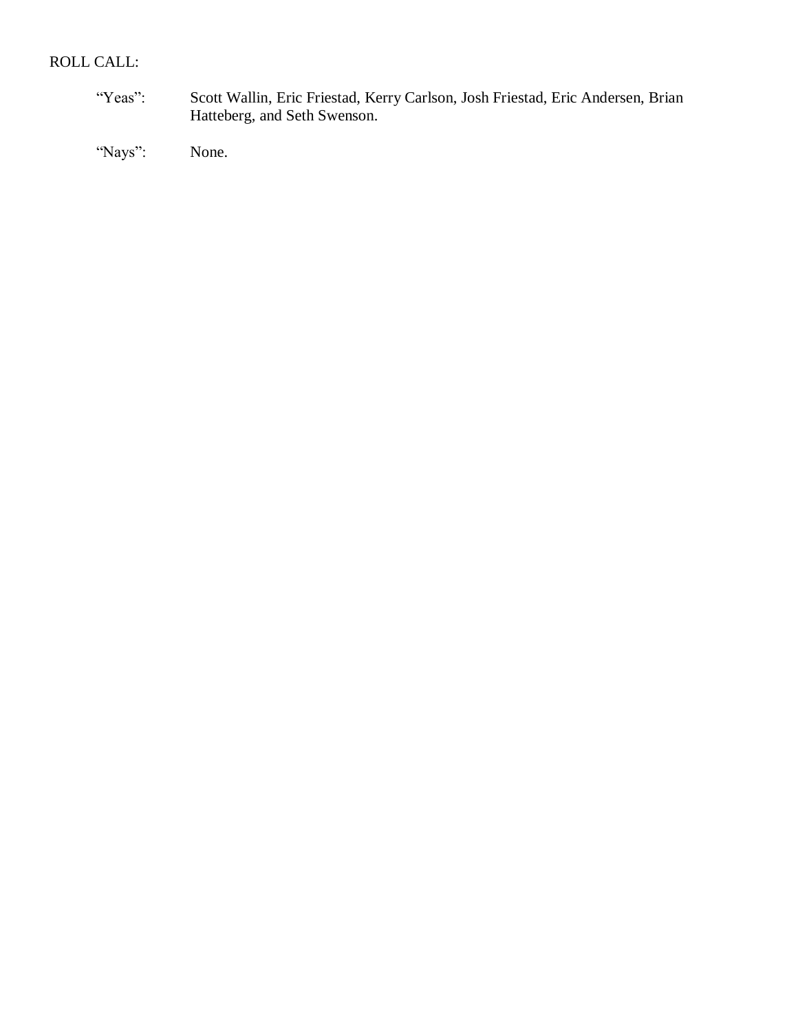ROLL CALL:

"Yeas": Scott Wallin, Eric Friestad, Kerry Carlson, Josh Friestad, Eric Andersen, Brian Hatteberg, and Seth Swenson.

"Nays": None.